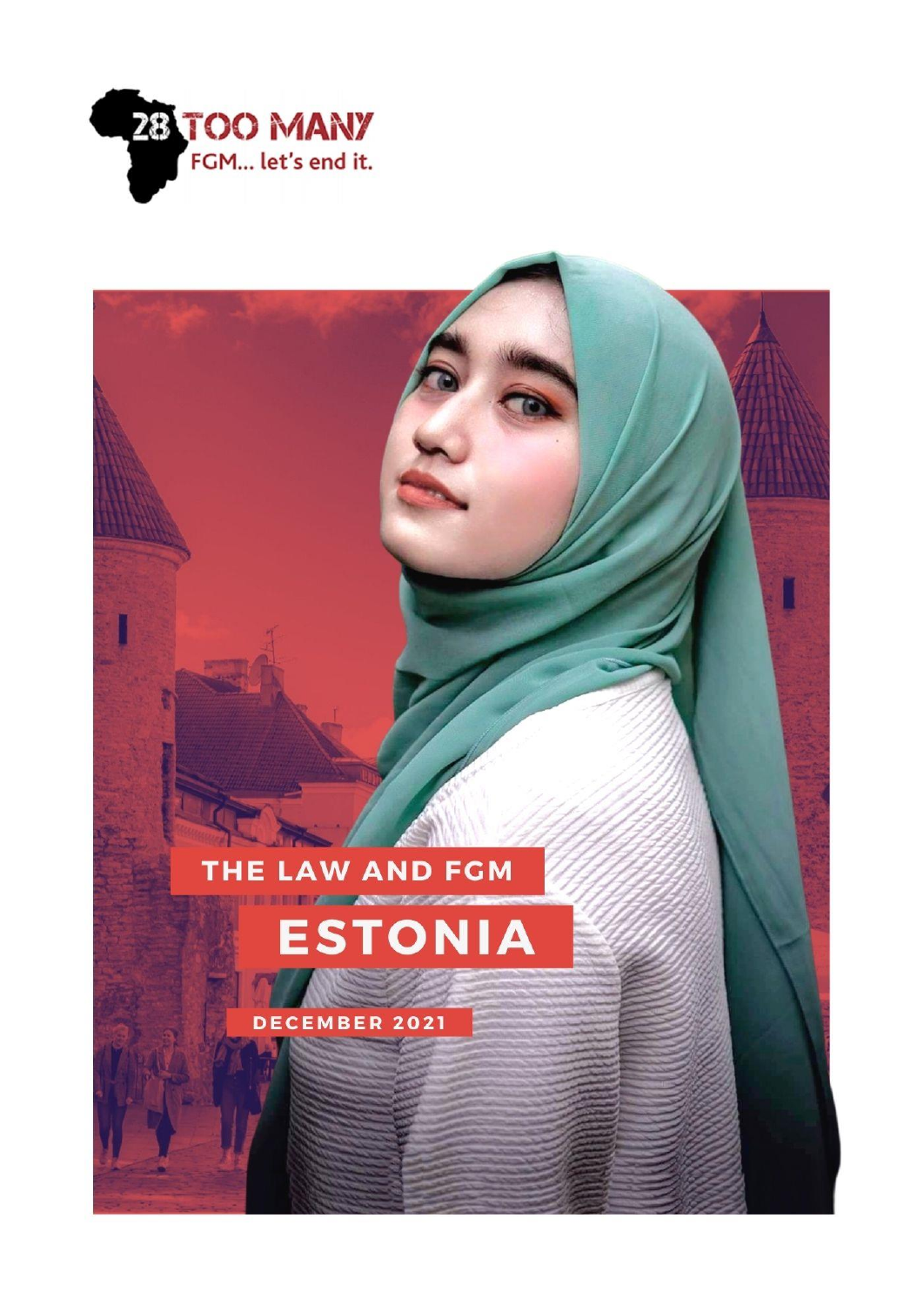28 TOO MANY

FGM... let's end it.

# THE LAW AND FGM

# ESTONIA

DECEMBER 2021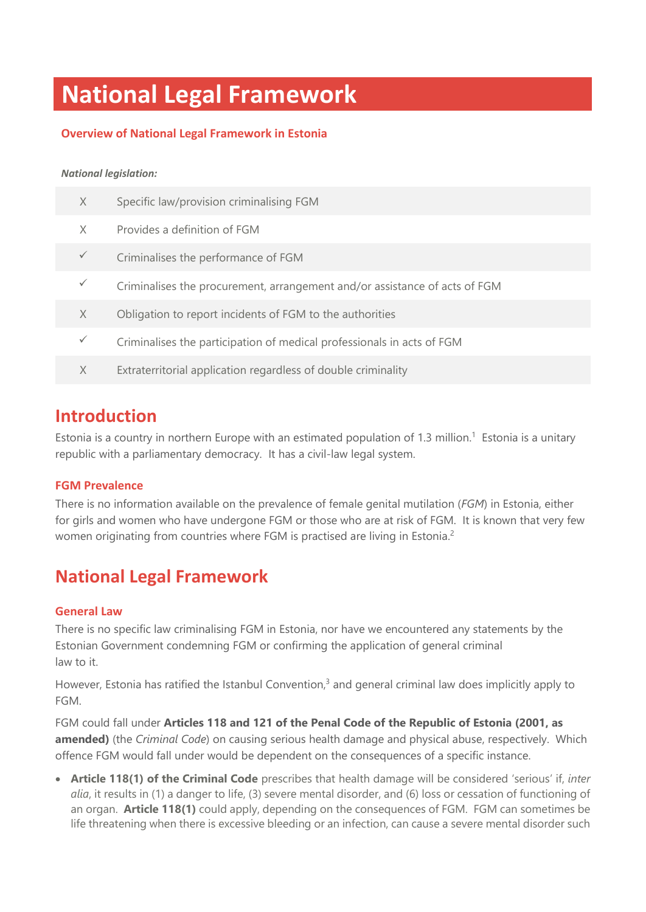# National Legal Framework

## Overview of National Legal Framework in Estonia

***National legislation:***

| | |
|---|---|
| X | Specific law/provision criminalising FGM |
| X | Provides a definition of FGM |
| ✓ | Criminalises the performance of FGM |
| ✓ | Criminalises the procurement, arrangement and/or assistance of acts of FGM |
| X | Obligation to report incidents of FGM to the authorities |
| ✓ | Criminalises the participation of medical professionals in acts of FGM |
| X | Extraterritorial application regardless of double criminality |

## Introduction

Estonia is a country in northern Europe with an estimated population of 1.3 million.[1] Estonia is a unitary republic with a parliamentary democracy. It has a civil-law legal system.

### FGM Prevalence

There is no information available on the prevalence of female genital mutilation (*FGM*) in Estonia, either for girls and women who have undergone FGM or those who are at risk of FGM. It is known that very few women originating from countries where FGM is practised are living in Estonia.[2]

## National Legal Framework

### General Law

There is no specific law criminalising FGM in Estonia, nor have we encountered any statements by the Estonian Government condemning FGM or confirming the application of general criminal law to it.

However, Estonia has ratified the Istanbul Convention,[3] and general criminal law does implicitly apply to FGM.

FGM could fall under **Articles 118 and 121 of the Penal Code of the Republic of Estonia (2001, as amended)** (the *Criminal Code*) on causing serious health damage and physical abuse, respectively. Which offence FGM would fall under would be dependent on the consequences of a specific instance.

- **Article 118(1) of the Criminal Code** prescribes that health damage will be considered 'serious' if, *inter alia*, it results in (1) a danger to life, (3) severe mental disorder, and (6) loss or cessation of functioning of an organ. **Article 118(1)** could apply, depending on the consequences of FGM. FGM can sometimes be life threatening when there is excessive bleeding or an infection, can cause a severe mental disorder such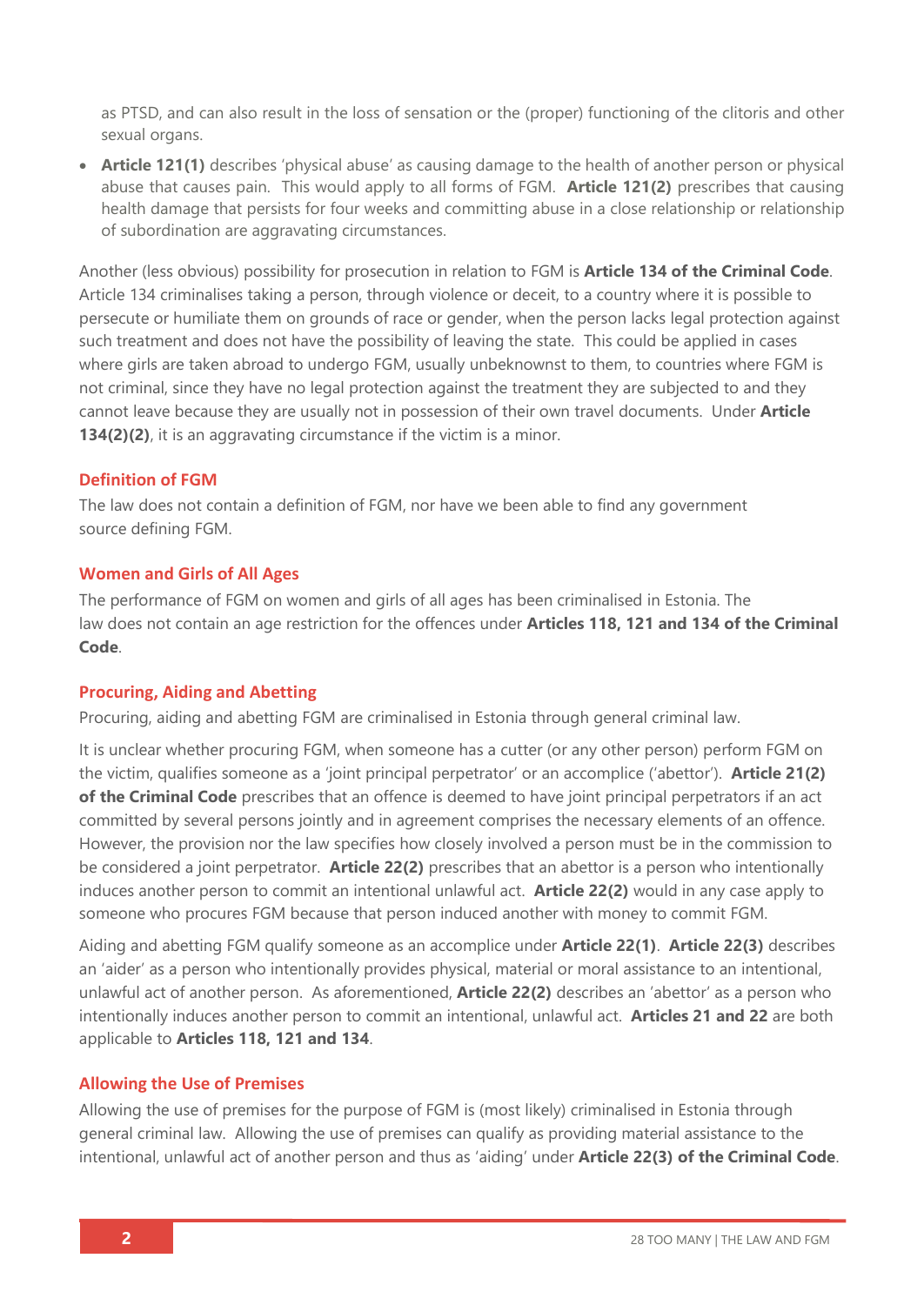as PTSD, and can also result in the loss of sensation or the (proper) functioning of the clitoris and other sexual organs.

- **Article 121(1)** describes 'physical abuse' as causing damage to the health of another person or physical abuse that causes pain. This would apply to all forms of FGM. **Article 121(2)** prescribes that causing health damage that persists for four weeks and committing abuse in a close relationship or relationship of subordination are aggravating circumstances.

Another (less obvious) possibility for prosecution in relation to FGM is **Article 134 of the Criminal Code**. Article 134 criminalises taking a person, through violence or deceit, to a country where it is possible to persecute or humiliate them on grounds of race or gender, when the person lacks legal protection against such treatment and does not have the possibility of leaving the state. This could be applied in cases where girls are taken abroad to undergo FGM, usually unbeknownst to them, to countries where FGM is not criminal, since they have no legal protection against the treatment they are subjected to and they cannot leave because they are usually not in possession of their own travel documents. Under **Article 134(2)(2)**, it is an aggravating circumstance if the victim is a minor.

### Definition of FGM

The law does not contain a definition of FGM, nor have we been able to find any government source defining FGM.

### Women and Girls of All Ages

The performance of FGM on women and girls of all ages has been criminalised in Estonia. The law does not contain an age restriction for the offences under **Articles 118, 121 and 134 of the Criminal Code**.

### Procuring, Aiding and Abetting

Procuring, aiding and abetting FGM are criminalised in Estonia through general criminal law.

It is unclear whether procuring FGM, when someone has a cutter (or any other person) perform FGM on the victim, qualifies someone as a 'joint principal perpetrator' or an accomplice ('abettor'). **Article 21(2) of the Criminal Code** prescribes that an offence is deemed to have joint principal perpetrators if an act committed by several persons jointly and in agreement comprises the necessary elements of an offence. However, the provision nor the law specifies how closely involved a person must be in the commission to be considered a joint perpetrator. **Article 22(2)** prescribes that an abettor is a person who intentionally induces another person to commit an intentional unlawful act. **Article 22(2)** would in any case apply to someone who procures FGM because that person induced another with money to commit FGM.

Aiding and abetting FGM qualify someone as an accomplice under **Article 22(1)**. **Article 22(3)** describes an 'aider' as a person who intentionally provides physical, material or moral assistance to an intentional, unlawful act of another person. As aforementioned, **Article 22(2)** describes an 'abettor' as a person who intentionally induces another person to commit an intentional, unlawful act. **Articles 21 and 22** are both applicable to **Articles 118, 121 and 134**.

### Allowing the Use of Premises

Allowing the use of premises for the purpose of FGM is (most likely) criminalised in Estonia through general criminal law. Allowing the use of premises can qualify as providing material assistance to the intentional, unlawful act of another person and thus as 'aiding' under **Article 22(3) of the Criminal Code**.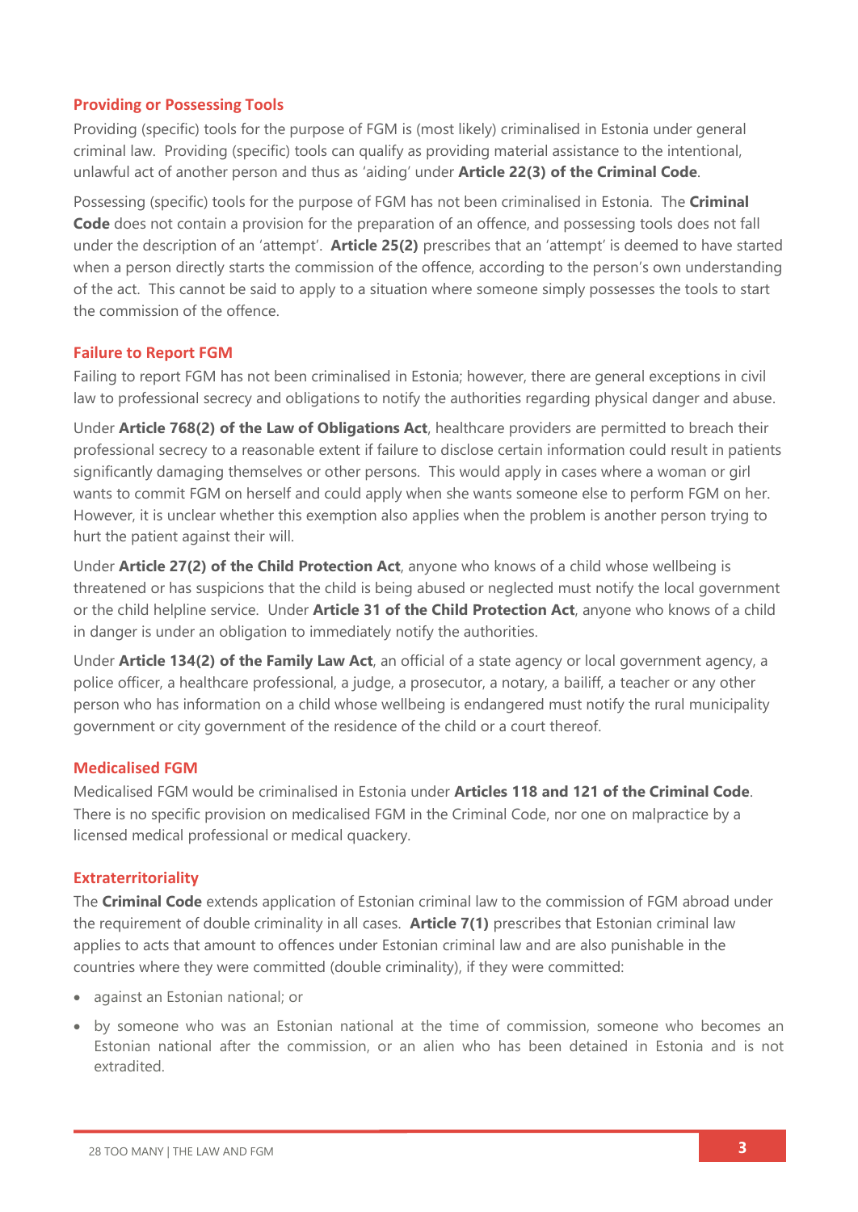### Providing or Possessing Tools

Providing (specific) tools for the purpose of FGM is (most likely) criminalised in Estonia under general criminal law. Providing (specific) tools can qualify as providing material assistance to the intentional, unlawful act of another person and thus as 'aiding' under **Article 22(3) of the Criminal Code**.

Possessing (specific) tools for the purpose of FGM has not been criminalised in Estonia. The **Criminal Code** does not contain a provision for the preparation of an offence, and possessing tools does not fall under the description of an 'attempt'. **Article 25(2)** prescribes that an 'attempt' is deemed to have started when a person directly starts the commission of the offence, according to the person's own understanding of the act. This cannot be said to apply to a situation where someone simply possesses the tools to start the commission of the offence.

### Failure to Report FGM

Failing to report FGM has not been criminalised in Estonia; however, there are general exceptions in civil law to professional secrecy and obligations to notify the authorities regarding physical danger and abuse.

Under **Article 768(2) of the Law of Obligations Act**, healthcare providers are permitted to breach their professional secrecy to a reasonable extent if failure to disclose certain information could result in patients significantly damaging themselves or other persons. This would apply in cases where a woman or girl wants to commit FGM on herself and could apply when she wants someone else to perform FGM on her. However, it is unclear whether this exemption also applies when the problem is another person trying to hurt the patient against their will.

Under **Article 27(2) of the Child Protection Act**, anyone who knows of a child whose wellbeing is threatened or has suspicions that the child is being abused or neglected must notify the local government or the child helpline service. Under **Article 31 of the Child Protection Act**, anyone who knows of a child in danger is under an obligation to immediately notify the authorities.

Under **Article 134(2) of the Family Law Act**, an official of a state agency or local government agency, a police officer, a healthcare professional, a judge, a prosecutor, a notary, a bailiff, a teacher or any other person who has information on a child whose wellbeing is endangered must notify the rural municipality government or city government of the residence of the child or a court thereof.

### Medicalised FGM

Medicalised FGM would be criminalised in Estonia under **Articles 118 and 121 of the Criminal Code**. There is no specific provision on medicalised FGM in the Criminal Code, nor one on malpractice by a licensed medical professional or medical quackery.

### Extraterritoriality

The **Criminal Code** extends application of Estonian criminal law to the commission of FGM abroad under the requirement of double criminality in all cases. **Article 7(1)** prescribes that Estonian criminal law applies to acts that amount to offences under Estonian criminal law and are also punishable in the countries where they were committed (double criminality), if they were committed:

- against an Estonian national; or
- by someone who was an Estonian national at the time of commission, someone who becomes an Estonian national after the commission, or an alien who has been detained in Estonia and is not extradited.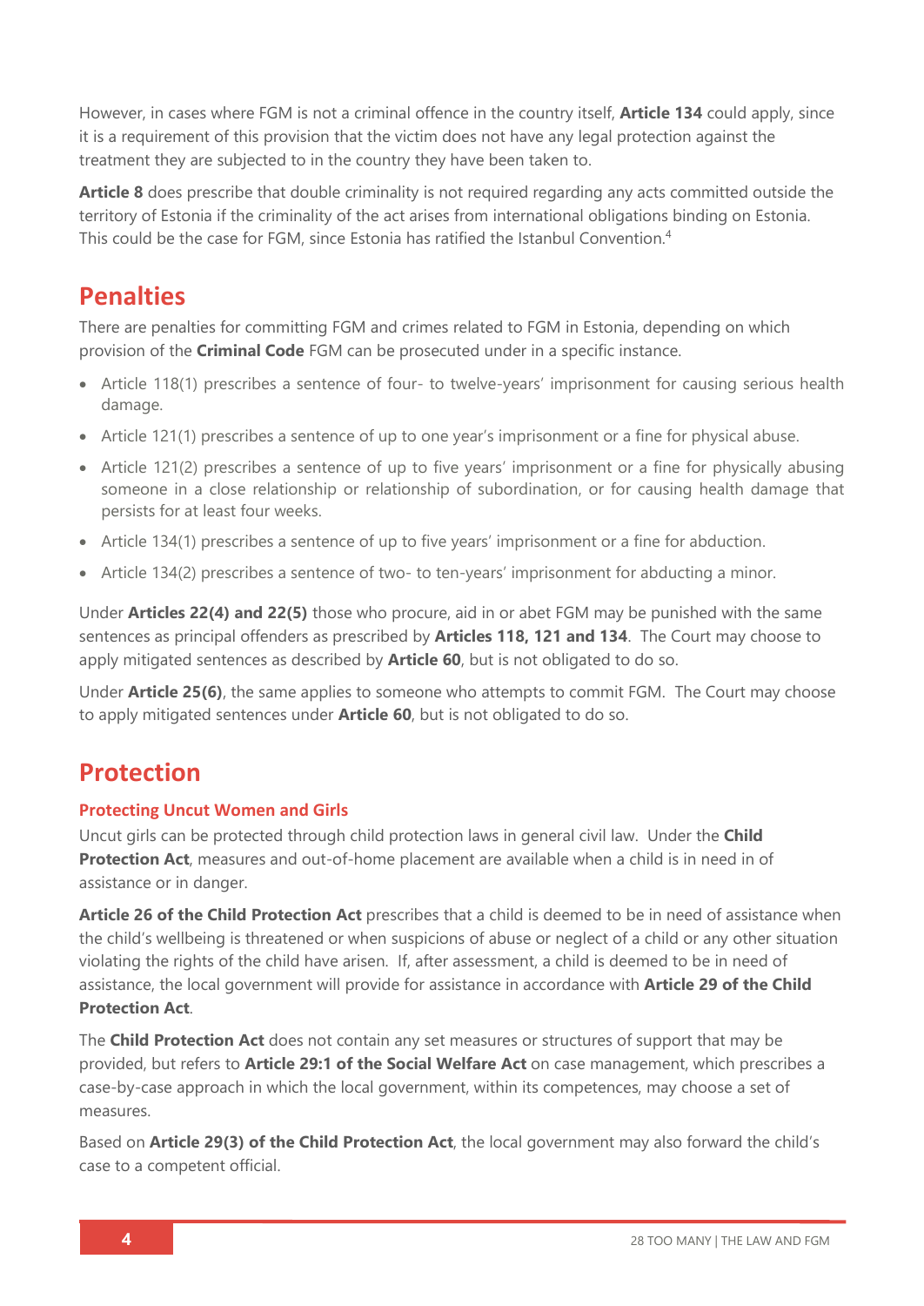However, in cases where FGM is not a criminal offence in the country itself, **Article 134** could apply, since it is a requirement of this provision that the victim does not have any legal protection against the treatment they are subjected to in the country they have been taken to.

**Article 8** does prescribe that double criminality is not required regarding any acts committed outside the territory of Estonia if the criminality of the act arises from international obligations binding on Estonia. This could be the case for FGM, since Estonia has ratified the Istanbul Convention.[4]

## Penalties

There are penalties for committing FGM and crimes related to FGM in Estonia, depending on which provision of the **Criminal Code** FGM can be prosecuted under in a specific instance.

- Article 118(1) prescribes a sentence of four- to twelve-years' imprisonment for causing serious health damage.
- Article 121(1) prescribes a sentence of up to one year's imprisonment or a fine for physical abuse.
- Article 121(2) prescribes a sentence of up to five years' imprisonment or a fine for physically abusing someone in a close relationship or relationship of subordination, or for causing health damage that persists for at least four weeks.
- Article 134(1) prescribes a sentence of up to five years' imprisonment or a fine for abduction.
- Article 134(2) prescribes a sentence of two- to ten-years' imprisonment for abducting a minor.

Under **Articles 22(4) and 22(5)** those who procure, aid in or abet FGM may be punished with the same sentences as principal offenders as prescribed by **Articles 118, 121 and 134**. The Court may choose to apply mitigated sentences as described by **Article 60**, but is not obligated to do so.

Under **Article 25(6)**, the same applies to someone who attempts to commit FGM. The Court may choose to apply mitigated sentences under **Article 60**, but is not obligated to do so.

## Protection

### Protecting Uncut Women and Girls

Uncut girls can be protected through child protection laws in general civil law. Under the **Child Protection Act**, measures and out-of-home placement are available when a child is in need in of assistance or in danger.

**Article 26 of the Child Protection Act** prescribes that a child is deemed to be in need of assistance when the child's wellbeing is threatened or when suspicions of abuse or neglect of a child or any other situation violating the rights of the child have arisen. If, after assessment, a child is deemed to be in need of assistance, the local government will provide for assistance in accordance with **Article 29 of the Child Protection Act**.

The **Child Protection Act** does not contain any set measures or structures of support that may be provided, but refers to **Article 29:1 of the Social Welfare Act** on case management, which prescribes a case-by-case approach in which the local government, within its competences, may choose a set of measures.

Based on **Article 29(3) of the Child Protection Act**, the local government may also forward the child's case to a competent official.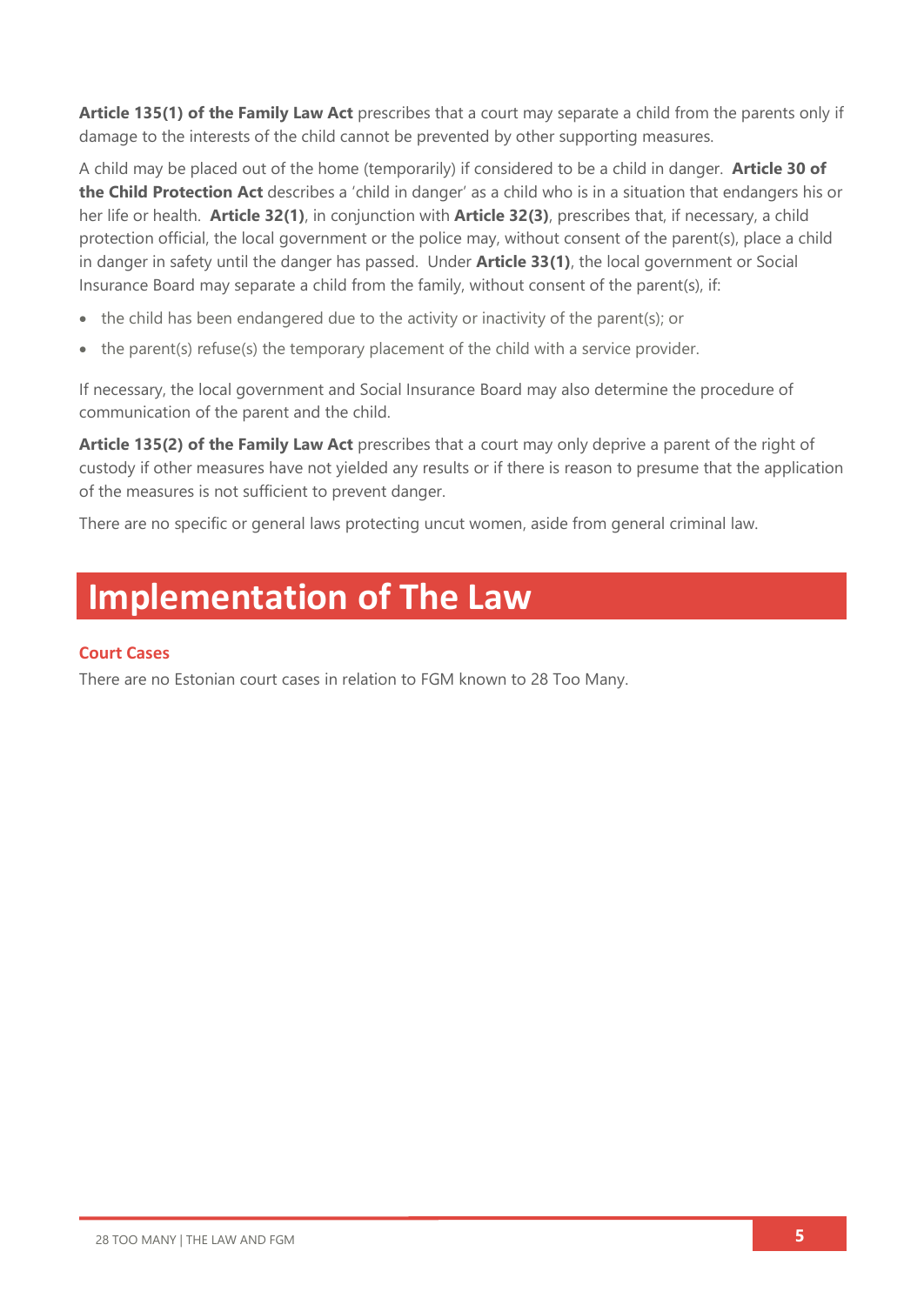**Article 135(1) of the Family Law Act** prescribes that a court may separate a child from the parents only if damage to the interests of the child cannot be prevented by other supporting measures.

A child may be placed out of the home (temporarily) if considered to be a child in danger. **Article 30 of the Child Protection Act** describes a 'child in danger' as a child who is in a situation that endangers his or her life or health. **Article 32(1)**, in conjunction with **Article 32(3)**, prescribes that, if necessary, a child protection official, the local government or the police may, without consent of the parent(s), place a child in danger in safety until the danger has passed. Under **Article 33(1)**, the local government or Social Insurance Board may separate a child from the family, without consent of the parent(s), if:

- the child has been endangered due to the activity or inactivity of the parent(s); or
- the parent(s) refuse(s) the temporary placement of the child with a service provider.

If necessary, the local government and Social Insurance Board may also determine the procedure of communication of the parent and the child.

**Article 135(2) of the Family Law Act** prescribes that a court may only deprive a parent of the right of custody if other measures have not yielded any results or if there is reason to presume that the application of the measures is not sufficient to prevent danger.

There are no specific or general laws protecting uncut women, aside from general criminal law.

# Implementation of The Law

### Court Cases

There are no Estonian court cases in relation to FGM known to 28 Too Many.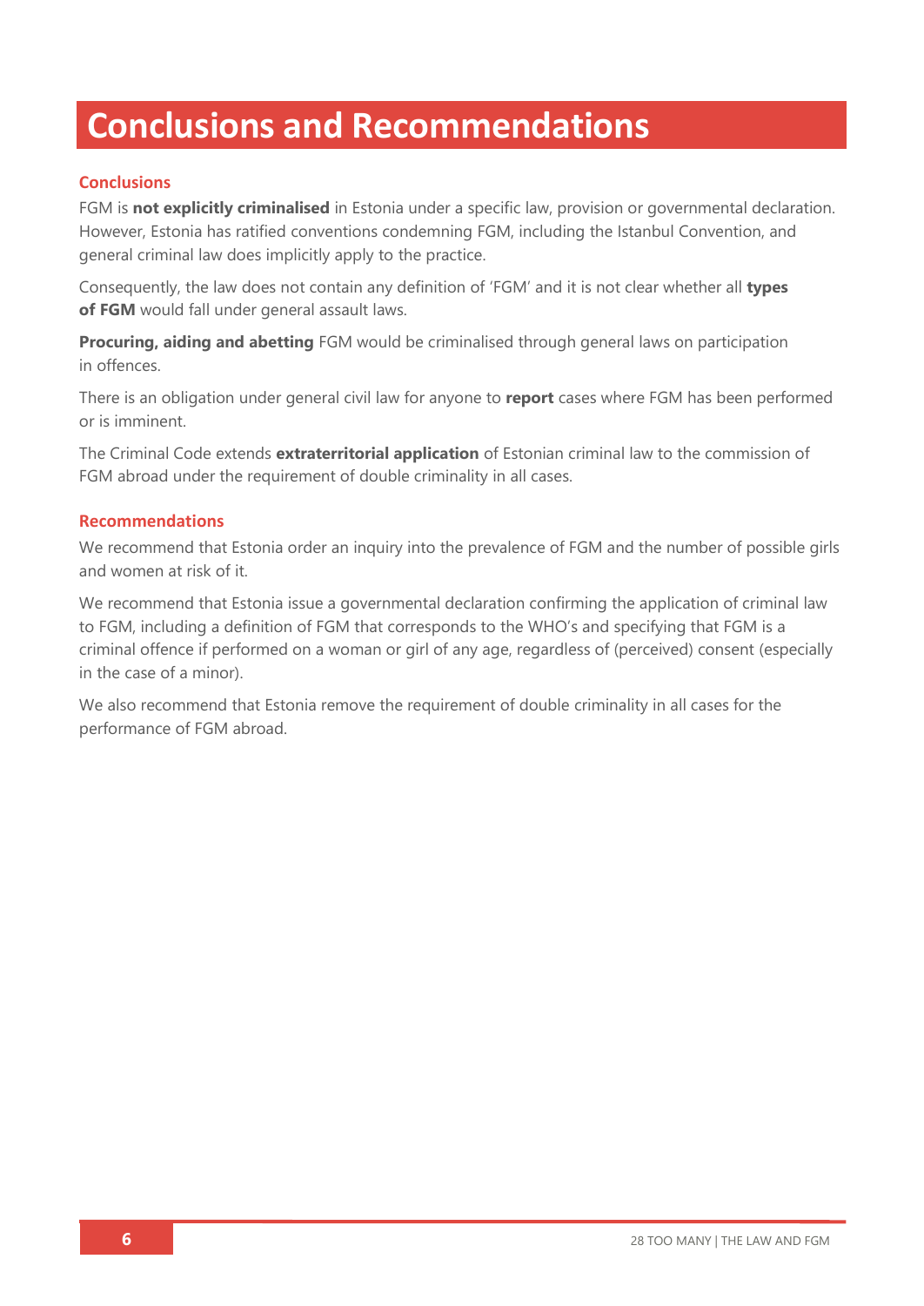# Conclusions and Recommendations

## Conclusions

FGM is **not explicitly criminalised** in Estonia under a specific law, provision or governmental declaration. However, Estonia has ratified conventions condemning FGM, including the Istanbul Convention, and general criminal law does implicitly apply to the practice.

Consequently, the law does not contain any definition of 'FGM' and it is not clear whether all **types of FGM** would fall under general assault laws.

**Procuring, aiding and abetting** FGM would be criminalised through general laws on participation in offences.

There is an obligation under general civil law for anyone to **report** cases where FGM has been performed or is imminent.

The Criminal Code extends **extraterritorial application** of Estonian criminal law to the commission of FGM abroad under the requirement of double criminality in all cases.

## Recommendations

We recommend that Estonia order an inquiry into the prevalence of FGM and the number of possible girls and women at risk of it.

We recommend that Estonia issue a governmental declaration confirming the application of criminal law to FGM, including a definition of FGM that corresponds to the WHO's and specifying that FGM is a criminal offence if performed on a woman or girl of any age, regardless of (perceived) consent (especially in the case of a minor).

We also recommend that Estonia remove the requirement of double criminality in all cases for the performance of FGM abroad.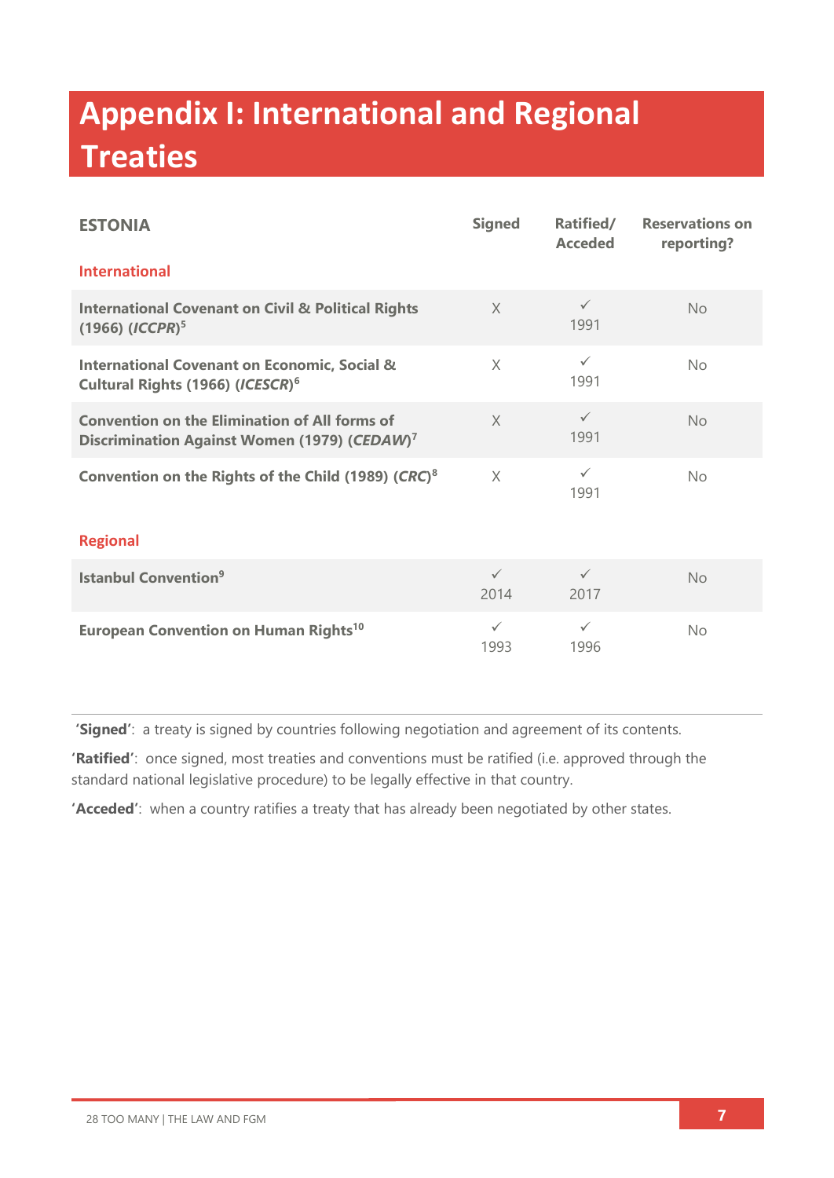# Appendix I: International and Regional Treaties

| ESTONIA | Signed | Ratified/ Acceded | Reservations on reporting? |
|---|---|---|---|
| **International** | | | |
| **International Covenant on Civil & Political Rights (1966) (*ICCPR*)**[5] | X | ✓ 1991 | No |
| **International Covenant on Economic, Social & Cultural Rights (1966) (*ICESCR*)**[6] | X | ✓ 1991 | No |
| **Convention on the Elimination of All forms of Discrimination Against Women (1979) (*CEDAW*)**[7] | X | ✓ 1991 | No |
| **Convention on the Rights of the Child (1989) (*CRC*)**[8] | X | ✓ 1991 | No |
| **Regional** | | | |
| **Istanbul Convention**[9] | ✓ 2014 | ✓ 2017 | No |
| **European Convention on Human Rights**[10] | ✓ 1993 | ✓ 1996 | No |

**'Signed'**: a treaty is signed by countries following negotiation and agreement of its contents.

**'Ratified'**: once signed, most treaties and conventions must be ratified (i.e. approved through the standard national legislative procedure) to be legally effective in that country.

**'Acceded'**: when a country ratifies a treaty that has already been negotiated by other states.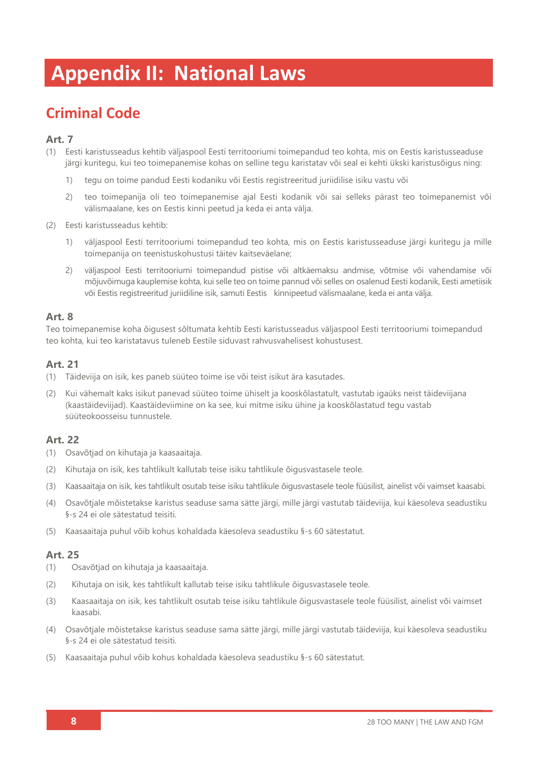# Appendix II: National Laws

## Criminal Code

### Art. 7

(1) Eesti karistusseadus kehtib väljaspool Eesti territooriumi toimepandud teo kohta, mis on Eestis karistusseaduse järgi kuritegu, kui teo toimepanemise kohas on selline tegu karistatav või seal ei kehti ükski karistusõigus ning:

1) tegu on toime pandud Eesti kodaniku või Eestis registreeritud juriidilise isiku vastu või

2) teo toimepanija oli teo toimepanemise ajal Eesti kodanik või sai selleks pärast teo toimepanemist või välismaalane, kes on Eestis kinni peetud ja keda ei anta välja.

(2) Eesti karistusseadus kehtib:

1) väljaspool Eesti territooriumi toimepandud teo kohta, mis on Eestis karistusseaduse järgi kuritegu ja mille toimepanija on teenistuskohustusi täitev kaitseväelane;

2) väljaspool Eesti territooriumi toimepandud pistise või altkäemaksu andmise, võtmise või vahendamise või mõjuvõimuga kauplemise kohta, kui selle teo on toime pannud või selles on osalenud Eesti kodanik, Eesti ametiisik või Eestis registreeritud juriidiline isik, samuti Eestis kinnipeetud välismaalane, keda ei anta välja.

### Art. 8

Teo toimepanemise koha õigusest sõltumata kehtib Eesti karistusseadus väljaspool Eesti territooriumi toimepandud teo kohta, kui teo karistatavus tuleneb Eestile siduvast rahvusvahelisest kohustusest.

### Art. 21

(1) Täideviija on isik, kes paneb süüteo toime ise või teist isikut ära kasutades.

(2) Kui vähemalt kaks isikut panevad süüteo toime ühiselt ja kooskõlastatult, vastutab igaüks neist täideviijana (kaastäideviijad). Kaastäideviimine on ka see, kui mitme isiku ühine ja kooskõlastatud tegu vastab süüteokoosseisu tunnustele.

### Art. 22

(1) Osavõtjad on kihutaja ja kaasaaitaja.

(2) Kihutaja on isik, kes tahtlikult kallutab teise isiku tahtlikule õigusvastasele teole.

(3) Kaasaaitaja on isik, kes tahtlikult osutab teise isiku tahtlikule õigusvastasele teole füüsilist, ainelist või vaimset kaasabi.

(4) Osavõtjale mõistetakse karistus seaduse sama sätte järgi, mille järgi vastutab täideviija, kui käesoleva seadustiku §-s 24 ei ole sätestatud teisiti.

(5) Kaasaaitaja puhul võib kohus kohaldada käesoleva seadustiku §-s 60 sätestatut.

### Art. 25

(1) Osavõtjad on kihutaja ja kaasaaitaja.

(2) Kihutaja on isik, kes tahtlikult kallutab teise isiku tahtlikule õigusvastasele teole.

(3) Kaasaaitaja on isik, kes tahtlikult osutab teise isiku tahtlikule õigusvastasele teole füüsilist, ainelist või vaimset kaasabi.

(4) Osavõtjale mõistetakse karistus seaduse sama sätte järgi, mille järgi vastutab täideviija, kui käesoleva seadustiku §-s 24 ei ole sätestatud teisiti.

(5) Kaasaaitaja puhul võib kohus kohaldada käesoleva seadustiku §-s 60 sätestatut.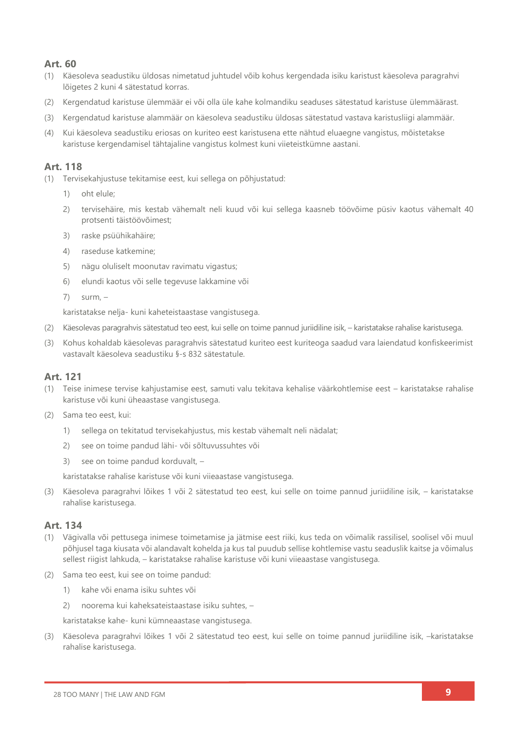### Art. 60

(1) Käesoleva seadustiku üldosas nimetatud juhtudel võib kohus kergendada isiku karistust käesoleva paragrahvi lõigetes 2 kuni 4 sätestatud korras.

(2) Kergendatud karistuse ülemmäär ei või olla üle kahe kolmandiku seaduses sätestatud karistuse ülemmäärast.

(3) Kergendatud karistuse alammäär on käesoleva seadustiku üldosas sätestatud vastava karistusliigi alammäär.

(4) Kui käesoleva seadustiku eriosas on kuriteo eest karistusena ette nähtud eluaegne vangistus, mõistetakse karistuse kergendamisel tähtajaline vangistus kolmest kuni viieteistkümne aastani.

### Art. 118

(1) Tervisekahjustuse tekitamise eest, kui sellega on põhjustatud:

1) oht elule;
2) tervisehäire, mis kestab vähemalt neli kuud või kui sellega kaasneb töövõime püsiv kaotus vähemalt 40 protsenti täistöövõimest;
3) raske psüühikahäire;
4) raseduse katkemine;
5) nägu oluliselt moonutav ravimatu vigastus;
6) elundi kaotus või selle tegevuse lakkamine või
7) surm, –

karistatakse nelja- kuni kaheteistaastase vangistusega.

(2) Käesolevas paragrahvis sätestatud teo eest, kui selle on toime pannud juriidiline isik, – karistatakse rahalise karistusega.

(3) Kohus kohaldab käesolevas paragrahvis sätestatud kuriteo eest kuriteoga saadud vara laiendatud konfiskeerimist vastavalt käesoleva seadustiku §-s 832 sätestatule.

### Art. 121

(1) Teise inimese tervise kahjustamise eest, samuti valu tekitava kehalise väärkohtlemise eest – karistatakse rahalise karistuse või kuni üheaastase vangistusega.

(2) Sama teo eest, kui:

1) sellega on tekitatud tervisekahjustus, mis kestab vähemalt neli nädalat;
2) see on toime pandud lähi- või sõltuvussuhtes või
3) see on toime pandud korduvalt, –

karistatakse rahalise karistuse või kuni viieaastase vangistusega.

(3) Käesoleva paragrahvi lõikes 1 või 2 sätestatud teo eest, kui selle on toime pannud juriidiline isik, – karistatakse rahalise karistusega.

### Art. 134

(1) Vägivalla või pettusega inimese toimetamise ja jätmise eest riiki, kus teda on võimalik rassilisel, soolisel või muul põhjusel taga kiusata või alandavalt kohelda ja kus tal puudub sellise kohtlemise vastu seaduslik kaitse ja võimalus sellest riigist lahkuda, – karistatakse rahalise karistuse või kuni viieaastase vangistusega.

(2) Sama teo eest, kui see on toime pandud:

1) kahe või enama isiku suhtes või
2) noorema kui kaheksateistaastase isiku suhtes, –

karistatakse kahe- kuni kümneaastase vangistusega.

(3) Käesoleva paragrahvi lõikes 1 või 2 sätestatud teo eest, kui selle on toime pannud juriidiline isik, –karistatakse rahalise karistusega.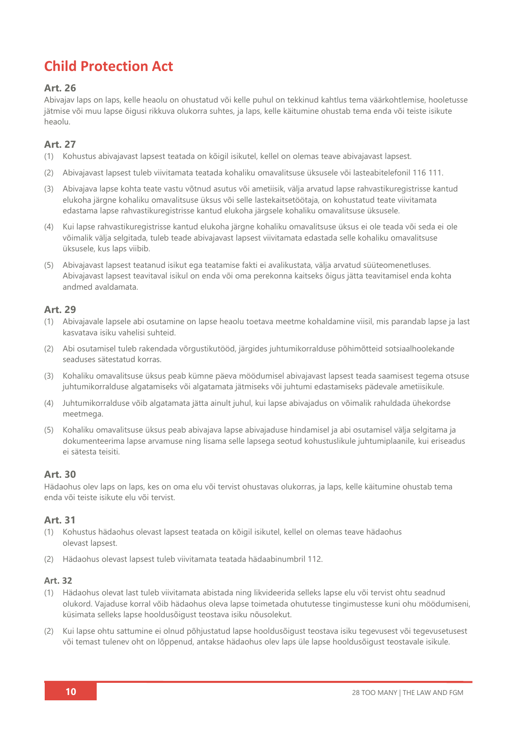# Child Protection Act

### Art. 26

Abivajav laps on laps, kelle heaolu on ohustatud või kelle puhul on tekkinud kahtlus tema väärkohtlemise, hooletusse jätmise või muu lapse õigusi rikkuva olukorra suhtes, ja laps, kelle käitumine ohustab tema enda või teiste isikute heaolu.

### Art. 27

(1) Kohustus abivajavast lapsest teatada on kõigil isikutel, kellel on olemas teave abivajavast lapsest.

(2) Abivajavast lapsest tuleb viivitamata teatada kohaliku omavalitsuse üksusele või lasteabitelefonil 116 111.

(3) Abivajava lapse kohta teate vastu võtnud asutus või ametiisik, välja arvatud lapse rahvastikuregistrisse kantud elukoha järgne kohaliku omavalitsuse üksus või selle lastekaitsetöötaja, on kohustatud teate viivitamata edastama lapse rahvastikuregistrisse kantud elukoha järgsele kohaliku omavalitsuse üksusele.

(4) Kui lapse rahvastikuregistrisse kantud elukoha järgne kohaliku omavalitsuse üksus ei ole teada või seda ei ole võimalik välja selgitada, tuleb teade abivajavast lapsest viivitamata edastada selle kohaliku omavalitsuse üksusele, kus laps viibib.

(5) Abivajavast lapsest teatanud isikut ega teatamise fakti ei avalikustata, välja arvatud süüteomenetluses. Abivajavast lapsest teavitaval isikul on enda või oma perekonna kaitseks õigus jätta teavitamisel enda kohta andmed avaldamata.

### Art. 29

(1) Abivajavale lapsele abi osutamine on lapse heaolu toetava meetme kohaldamine viisil, mis parandab lapse ja last kasvatava isiku vahelisi suhteid.

(2) Abi osutamisel tuleb rakendada võrgustikutööd, järgides juhtumikorralduse põhimõtteid sotsiaalhoolekande seaduses sätestatud korras.

(3) Kohaliku omavalitsuse üksus peab kümne päeva möödumisel abivajavast lapsest teada saamisest tegema otsuse juhtumikorralduse algatamiseks või algatamata jätmiseks või juhtumi edastamiseks pädevale ametiisikule.

(4) Juhtumikorralduse võib algatamata jätta ainult juhul, kui lapse abivajadus on võimalik rahuldada ühekordse meetmega.

(5) Kohaliku omavalitsuse üksus peab abivajava lapse abivajaduse hindamisel ja abi osutamisel välja selgitama ja dokumenteerima lapse arvamuse ning lisama selle lapsega seotud kohustuslikule juhtumiplaanile, kui eriseadus ei sätesta teisiti.

### Art. 30

Hädaohus olev laps on laps, kes on oma elu või tervist ohustavas olukorras, ja laps, kelle käitumine ohustab tema enda või teiste isikute elu või tervist.

### Art. 31

(1) Kohustus hädaohus olevast lapsest teatada on kõigil isikutel, kellel on olemas teave hädaohus olevast lapsest.

(2) Hädaohus olevast lapsest tuleb viivitamata teatada hädaabinumbril 112.

### Art. 32

(1) Hädaohus olevat last tuleb viivitamata abistada ning likvideerida selleks lapse elu või tervist ohtu seadnud olukord. Vajaduse korral võib hädaohus oleva lapse toimetada ohutusse tingimustesse kuni ohu möödumiseni, küsimata selleks lapse hooldusõigust teostava isiku nõusolekut.

(2) Kui lapse ohtu sattumine ei olnud põhjustatud lapse hooldusõigust teostava isiku tegevusest või tegevusetusest või temast tulenev oht on lõppenud, antakse hädaohus olev laps üle lapse hooldusõigust teostavale isikule.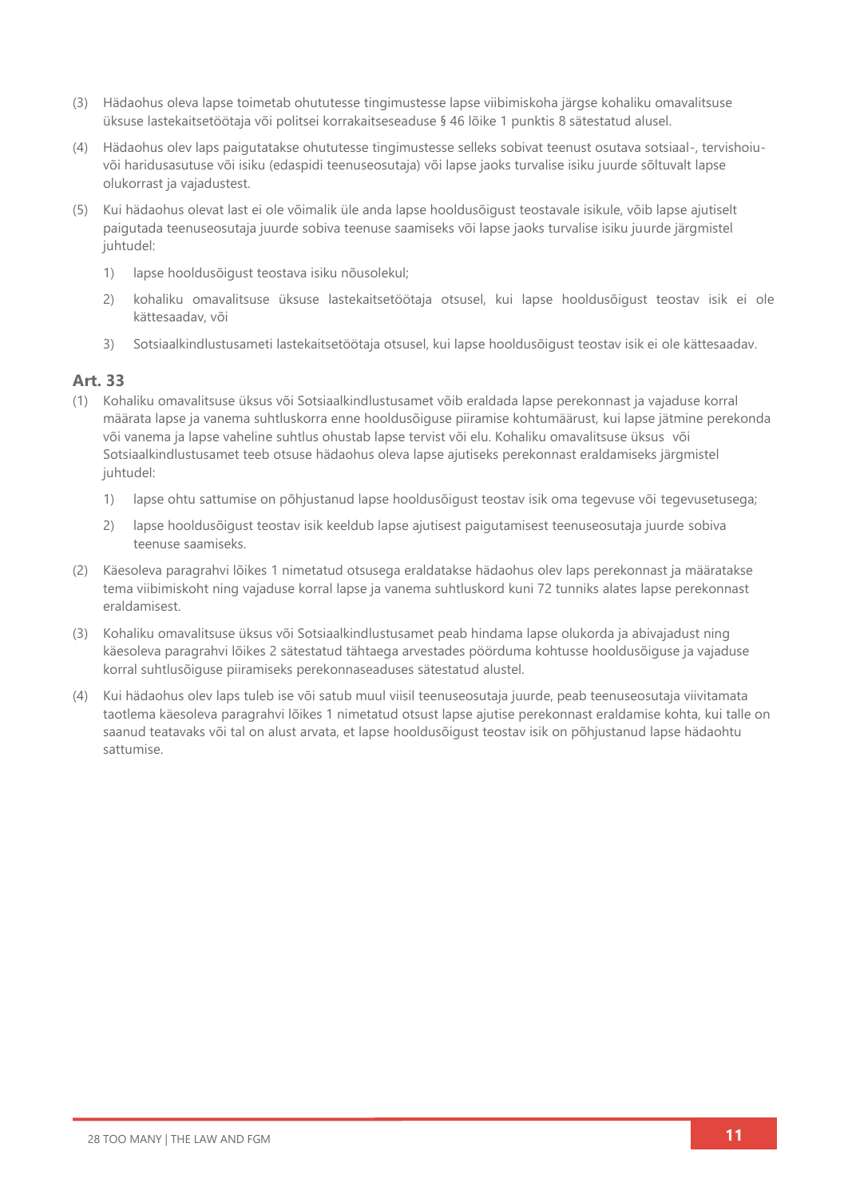(3) Hädaohus oleva lapse toimetab ohututesse tingimustesse lapse viibimiskoha järgse kohaliku omavalitsuse üksuse lastekaitsetöötaja või politsei korrakaitseseaduse § 46 lõike 1 punktis 8 sätestatud alusel.

(4) Hädaohus olev laps paigutatakse ohututesse tingimustesse selleks sobivat teenust osutava sotsiaal-, tervishoiu- või haridusasutuse või isiku (edaspidi teenuseosutaja) või lapse jaoks turvalise isiku juurde sõltuvalt lapse olukorrast ja vajadustest.

(5) Kui hädaohus olevat last ei ole võimalik üle anda lapse hooldusõigust teostavale isikule, võib lapse ajutiselt paigutada teenuseosutaja juurde sobiva teenuse saamiseks või lapse jaoks turvalise isiku juurde järgmistel juhtudel:

1) lapse hooldusõigust teostava isiku nõusolekul;
2) kohaliku omavalitsuse üksuse lastekaitsetöötaja otsusel, kui lapse hooldusõigust teostav isik ei ole kättesaadav, või
3) Sotsiaalkindlustusameti lastekaitsetöötaja otsusel, kui lapse hooldusõigust teostav isik ei ole kättesaadav.

## Art. 33

(1) Kohaliku omavalitsuse üksus või Sotsiaalkindlustusamet võib eraldada lapse perekonnast ja vajaduse korral määrata lapse ja vanema suhtluskorra enne hooldusõiguse piiramise kohtumäärust, kui lapse jätmine perekonda või vanema ja lapse vaheline suhtlus ohustab lapse tervist või elu. Kohaliku omavalitsuse üksus või Sotsiaalkindlustusamet teeb otsuse hädaohus oleva lapse ajutiseks perekonnast eraldamiseks järgmistel juhtudel:

1) lapse ohtu sattumise on põhjustanud lapse hooldusõigust teostav isik oma tegevuse või tegevusetusega;
2) lapse hooldusõigust teostav isik keeldub lapse ajutisest paigutamisest teenuseosutaja juurde sobiva teenuse saamiseks.

(2) Käesoleva paragrahvi lõikes 1 nimetatud otsusega eraldatakse hädaohus olev laps perekonnast ja määratakse tema viibimiskoht ning vajaduse korral lapse ja vanema suhtluskord kuni 72 tunniks alates lapse perekonnast eraldamisest.

(3) Kohaliku omavalitsuse üksus või Sotsiaalkindlustusamet peab hindama lapse olukorda ja abivajadust ning käesoleva paragrahvi lõikes 2 sätestatud tähtaega arvestades pöörduma kohtusse hooldusõiguse ja vajaduse korral suhtlusõiguse piiramiseks perekonnaseaduses sätestatud alustel.

(4) Kui hädaohus olev laps tuleb ise või satub muul viisil teenuseosutaja juurde, peab teenuseosutaja viivitamata taotlema käesoleva paragrahvi lõikes 1 nimetatud otsust lapse ajutise perekonnast eraldamise kohta, kui talle on saanud teatavaks või tal on alust arvata, et lapse hooldusõigust teostav isik on põhjustanud lapse hädaohtu sattumise.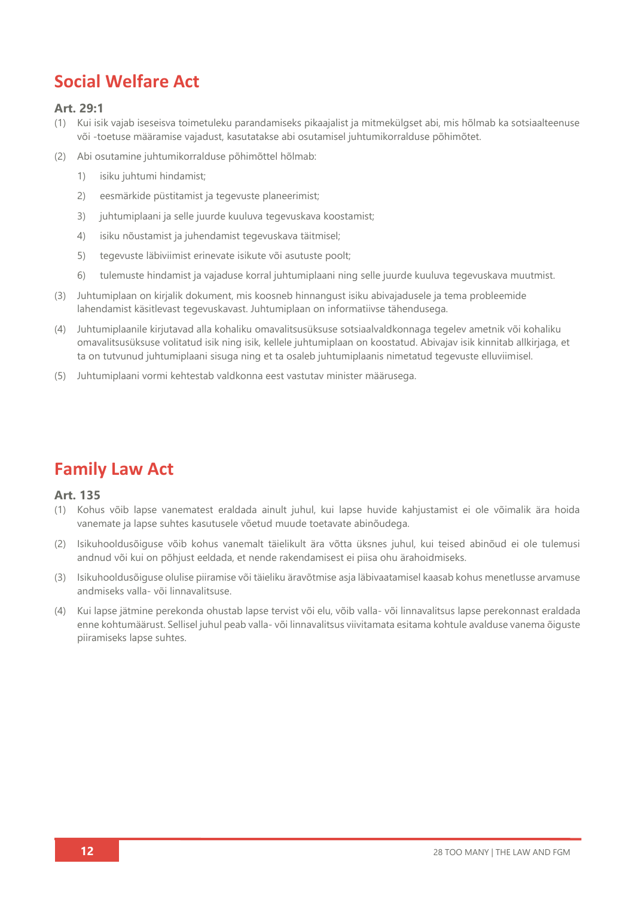## Social Welfare Act

### Art. 29:1

(1) Kui isik vajab iseseisva toimetuleku parandamiseks pikaajalist ja mitmekülgset abi, mis hõlmab ka sotsiaalteenuse või -toetuse määramise vajadust, kasutatakse abi osutamisel juhtumikorralduse põhimõtet.

(2) Abi osutamine juhtumikorralduse põhimõttel hõlmab:

1) isiku juhtumi hindamist;
2) eesmärkide püstitamist ja tegevuste planeerimist;
3) juhtumiplaani ja selle juurde kuuluva tegevuskava koostamist;
4) isiku nõustamist ja juhendamist tegevuskava täitmisel;
5) tegevuste läbiviimist erinevate isikute või asutuste poolt;
6) tulemuste hindamist ja vajaduse korral juhtumiplaani ning selle juurde kuuluva tegevuskava muutmist.

(3) Juhtumiplaan on kirjalik dokument, mis koosneb hinnangust isiku abivajadusele ja tema probleemide lahendamist käsitlevast tegevuskavast. Juhtumiplaan on informatiivse tähendusega.

(4) Juhtumiplaanile kirjutavad alla kohaliku omavalitsusüksuse sotsiaalvaldkonnaga tegelev ametnik või kohaliku omavalitsusüksuse volitatud isik ning isik, kellele juhtumiplaan on koostatud. Abivajav isik kinnitab allkirjaga, et ta on tutvunud juhtumiplaani sisuga ning et ta osaleb juhtumiplaanis nimetatud tegevuste elluviimisel.

(5) Juhtumiplaani vormi kehtestab valdkonna eest vastutav minister määrusega.

## Family Law Act

### Art. 135

(1) Kohus võib lapse vanematest eraldada ainult juhul, kui lapse huvide kahjustamist ei ole võimalik ära hoida vanemate ja lapse suhtes kasutusele võetud muude toetavate abinõudega.

(2) Isikuhooldusõiguse võib kohus vanemalt täielikult ära võtta üksnes juhul, kui teised abinõud ei ole tulemusi andnud või kui on põhjust eeldada, et nende rakendamisest ei piisa ohu ärahoidmiseks.

(3) Isikuhooldusõiguse olulise piiramise või täieliku äravõtmise asja läbivaatamisel kaasab kohus menetlusse arvamuse andmiseks valla- või linnavalitsuse.

(4) Kui lapse jätmine perekonda ohustab lapse tervist või elu, võib valla- või linnavalitsus lapse perekonnast eraldada enne kohtumäärust. Sellisel juhul peab valla- või linnavalitsus viivitamata esitama kohtule avalduse vanema õiguste piiramiseks lapse suhtes.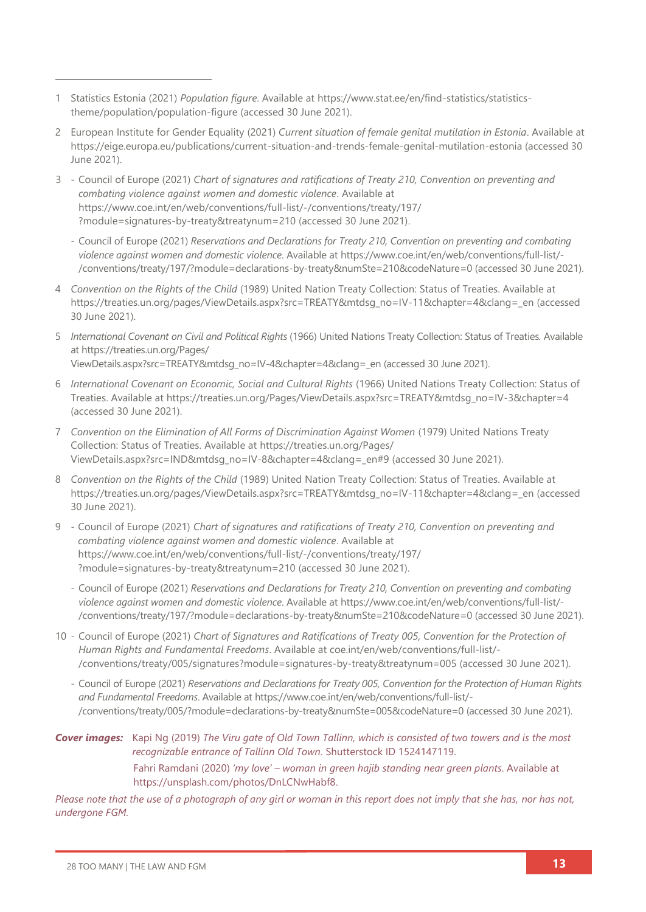1 Statistics Estonia (2021) *Population figure*. Available at https://www.stat.ee/en/find-statistics/statistics-theme/population/population-figure (accessed 30 June 2021).

2 European Institute for Gender Equality (2021) *Current situation of female genital mutilation in Estonia*. Available at https://eige.europa.eu/publications/current-situation-and-trends-female-genital-mutilation-estonia (accessed 30 June 2021).

3 - Council of Europe (2021) *Chart of signatures and ratifications of Treaty 210, Convention on preventing and combating violence against women and domestic violence*. Available at https://www.coe.int/en/web/conventions/full-list/-/conventions/treaty/197/?module=signatures-by-treaty&treatynum=210 (accessed 30 June 2021).

- Council of Europe (2021) *Reservations and Declarations for Treaty 210, Convention on preventing and combating violence against women and domestic violence*. Available at https://www.coe.int/en/web/conventions/full-list/-/conventions/treaty/197/?module=declarations-by-treaty&numSte=210&codeNature=0 (accessed 30 June 2021).

4 *Convention on the Rights of the Child* (1989) United Nation Treaty Collection: Status of Treaties. Available at https://treaties.un.org/pages/ViewDetails.aspx?src=TREATY&mtdsg_no=IV-11&chapter=4&clang=_en (accessed 30 June 2021).

5 *International Covenant on Civil and Political Rights* (1966) United Nations Treaty Collection: Status of Treaties*.* Available at https://treaties.un.org/Pages/ViewDetails.aspx?src=TREATY&mtdsg_no=IV-4&chapter=4&clang=_en (accessed 30 June 2021).

6 *International Covenant on Economic, Social and Cultural Rights* (1966) United Nations Treaty Collection: Status of Treaties. Available at https://treaties.un.org/Pages/ViewDetails.aspx?src=TREATY&mtdsg_no=IV-3&chapter=4 (accessed 30 June 2021).

7 *Convention on the Elimination of All Forms of Discrimination Against Women* (1979) United Nations Treaty Collection: Status of Treaties. Available at https://treaties.un.org/Pages/ViewDetails.aspx?src=IND&mtdsg_no=IV-8&chapter=4&clang=_en#9 (accessed 30 June 2021).

8 *Convention on the Rights of the Child* (1989) United Nation Treaty Collection: Status of Treaties. Available at https://treaties.un.org/pages/ViewDetails.aspx?src=TREATY&mtdsg_no=IV-11&chapter=4&clang=_en (accessed 30 June 2021).

9 - Council of Europe (2021) *Chart of signatures and ratifications of Treaty 210, Convention on preventing and combating violence against women and domestic violence*. Available at https://www.coe.int/en/web/conventions/full-list/-/conventions/treaty/197/?module=signatures-by-treaty&treatynum=210 (accessed 30 June 2021).

- Council of Europe (2021) *Reservations and Declarations for Treaty 210, Convention on preventing and combating violence against women and domestic violence*. Available at https://www.coe.int/en/web/conventions/full-list/-/conventions/treaty/197/?module=declarations-by-treaty&numSte=210&codeNature=0 (accessed 30 June 2021).

10 - Council of Europe (2021) *Chart of Signatures and Ratifications of Treaty 005, Convention for the Protection of Human Rights and Fundamental Freedoms*. Available at coe.int/en/web/conventions/full-list/-/conventions/treaty/005/signatures?module=signatures-by-treaty&treatynum=005 (accessed 30 June 2021).

- Council of Europe (2021) *Reservations and Declarations for Treaty 005, Convention for the Protection of Human Rights and Fundamental Freedoms*. Available at https://www.coe.int/en/web/conventions/full-list/-/conventions/treaty/005/?module=declarations-by-treaty&numSte=005&codeNature=0 (accessed 30 June 2021).

***Cover images:*** Kapi Ng (2019) *The Viru gate of Old Town Tallinn, which is consisted of two towers and is the most recognizable entrance of Tallinn Old Town*. Shutterstock ID 1524147119.

Fahri Ramdani (2020) *'my love' – woman in green hajib standing near green plants*. Available at https://unsplash.com/photos/DnLCNwHabf8.

*Please note that the use of a photograph of any girl or woman in this report does not imply that she has, nor has not, undergone FGM.*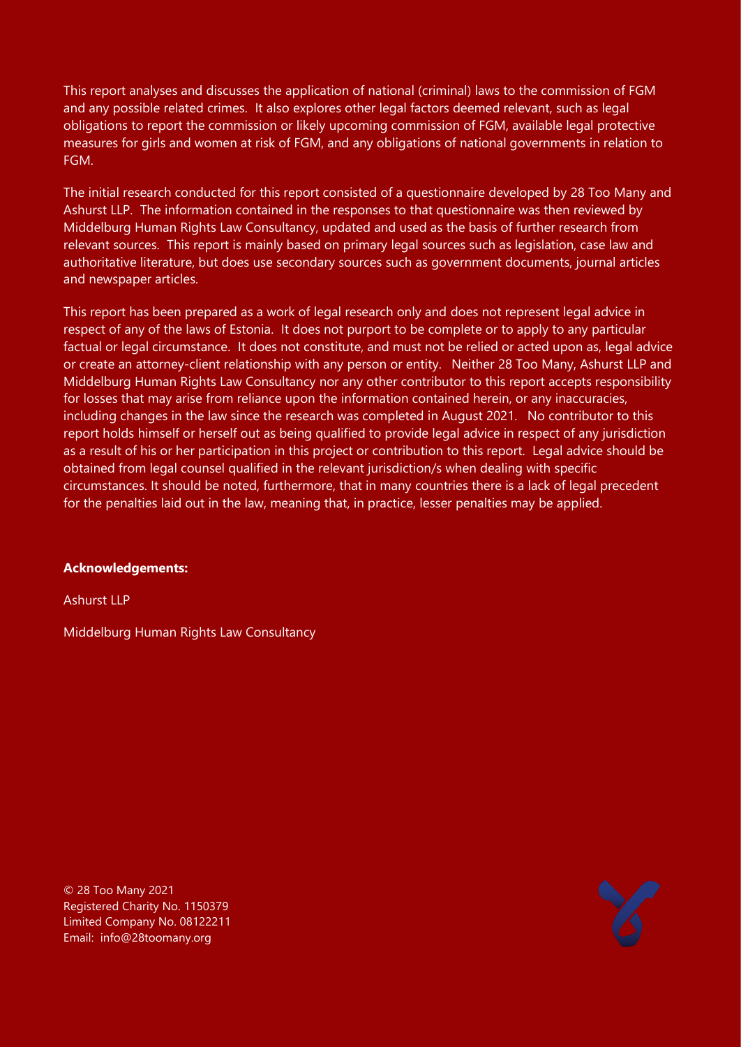This report analyses and discusses the application of national (criminal) laws to the commission of FGM and any possible related crimes. It also explores other legal factors deemed relevant, such as legal obligations to report the commission or likely upcoming commission of FGM, available legal protective measures for girls and women at risk of FGM, and any obligations of national governments in relation to FGM.

The initial research conducted for this report consisted of a questionnaire developed by 28 Too Many and Ashurst LLP. The information contained in the responses to that questionnaire was then reviewed by Middelburg Human Rights Law Consultancy, updated and used as the basis of further research from relevant sources. This report is mainly based on primary legal sources such as legislation, case law and authoritative literature, but does use secondary sources such as government documents, journal articles and newspaper articles.

This report has been prepared as a work of legal research only and does not represent legal advice in respect of any of the laws of Estonia. It does not purport to be complete or to apply to any particular factual or legal circumstance. It does not constitute, and must not be relied or acted upon as, legal advice or create an attorney-client relationship with any person or entity. Neither 28 Too Many, Ashurst LLP and Middelburg Human Rights Law Consultancy nor any other contributor to this report accepts responsibility for losses that may arise from reliance upon the information contained herein, or any inaccuracies, including changes in the law since the research was completed in August 2021. No contributor to this report holds himself or herself out as being qualified to provide legal advice in respect of any jurisdiction as a result of his or her participation in this project or contribution to this report. Legal advice should be obtained from legal counsel qualified in the relevant jurisdiction/s when dealing with specific circumstances. It should be noted, furthermore, that in many countries there is a lack of legal precedent for the penalties laid out in the law, meaning that, in practice, lesser penalties may be applied.

**Acknowledgements:**

Ashurst LLP

Middelburg Human Rights Law Consultancy

© 28 Too Many 2021
Registered Charity No. 1150379
Limited Company No. 08122211
Email: info@28toomany.org